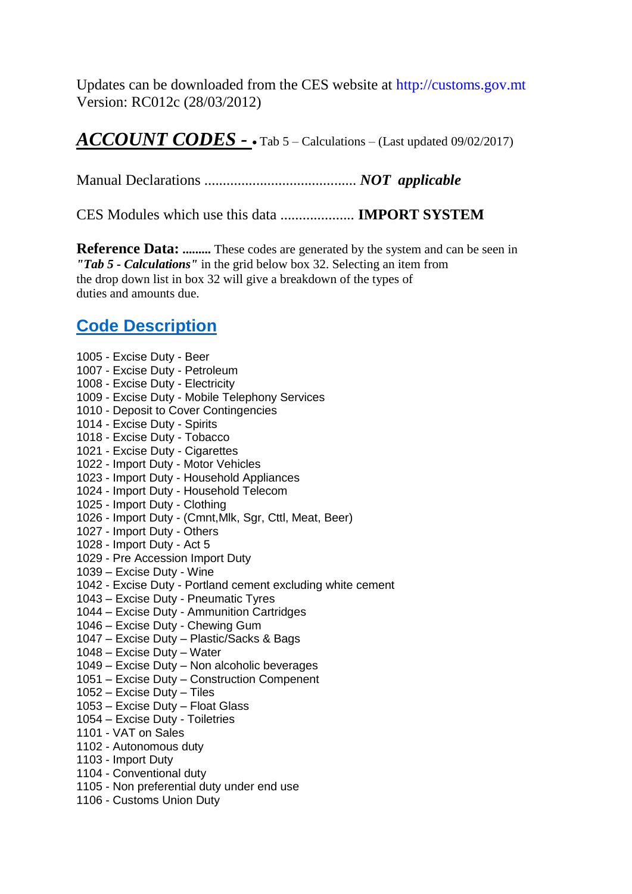Updates can be downloaded from the CES website at http://customs.gov.mt
Version: RC012c (28/03/2012)

## ***ACCOUNT CODES -*** • Tab 5 – Calculations – (Last updated 09/02/2017)

Manual Declarations ......................................... ***NOT applicable***

CES Modules which use this data .................... **IMPORT SYSTEM**

**Reference Data: .........** These codes are generated by the system and can be seen in ***"Tab 5 - Calculations"*** in the grid below box 32. Selecting an item from the drop down list in box 32 will give a breakdown of the types of duties and amounts due.

## Code Description

1005 - Excise Duty - Beer
1007 - Excise Duty - Petroleum
1008 - Excise Duty - Electricity
1009 - Excise Duty - Mobile Telephony Services
1010 - Deposit to Cover Contingencies
1014 - Excise Duty - Spirits
1018 - Excise Duty - Tobacco
1021 - Excise Duty - Cigarettes
1022 - Import Duty - Motor Vehicles
1023 - Import Duty - Household Appliances
1024 - Import Duty - Household Telecom
1025 - Import Duty - Clothing
1026 - Import Duty - (Cmnt,Mlk, Sgr, Cttl, Meat, Beer)
1027 - Import Duty - Others
1028 - Import Duty - Act 5
1029 - Pre Accession Import Duty
1039 – Excise Duty - Wine
1042 - Excise Duty - Portland cement excluding white cement
1043 – Excise Duty - Pneumatic Tyres
1044 – Excise Duty - Ammunition Cartridges
1046 – Excise Duty - Chewing Gum
1047 – Excise Duty – Plastic/Sacks & Bags
1048 – Excise Duty – Water
1049 – Excise Duty – Non alcoholic beverages
1051 – Excise Duty – Construction Compenent
1052 – Excise Duty – Tiles
1053 – Excise Duty – Float Glass
1054 – Excise Duty - Toiletries
1101 - VAT on Sales
1102 - Autonomous duty
1103 - Import Duty
1104 - Conventional duty
1105 - Non preferential duty under end use
1106 - Customs Union Duty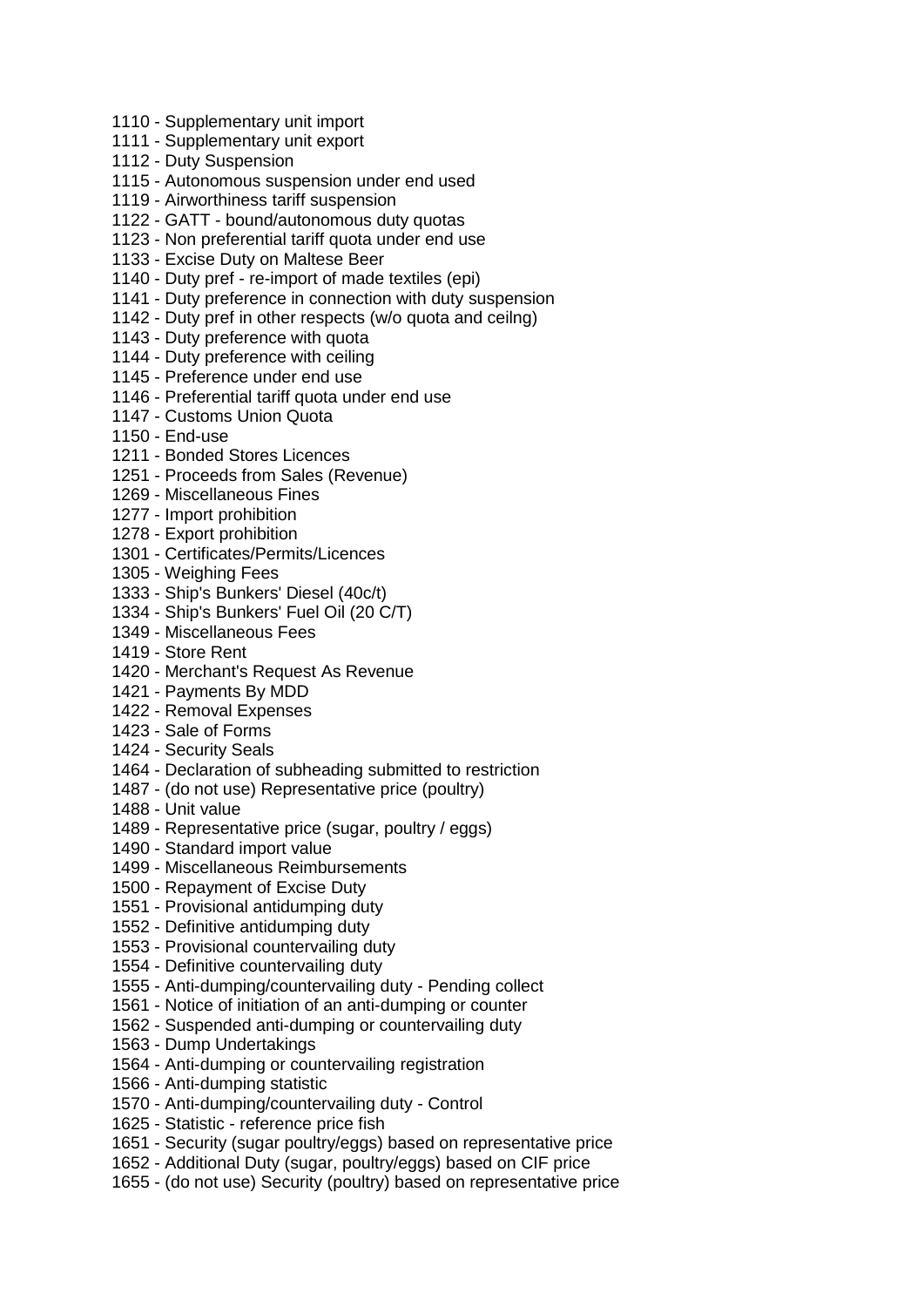1110 - Supplementary unit import
1111 - Supplementary unit export
1112 - Duty Suspension
1115 - Autonomous suspension under end used
1119 - Airworthiness tariff suspension
1122 - GATT - bound/autonomous duty quotas
1123 - Non preferential tariff quota under end use
1133 - Excise Duty on Maltese Beer
1140 - Duty pref - re-import of made textiles (epi)
1141 - Duty preference in connection with duty suspension
1142 - Duty pref in other respects (w/o quota and ceilng)
1143 - Duty preference with quota
1144 - Duty preference with ceiling
1145 - Preference under end use
1146 - Preferential tariff quota under end use
1147 - Customs Union Quota
1150 - End-use
1211 - Bonded Stores Licences
1251 - Proceeds from Sales (Revenue)
1269 - Miscellaneous Fines
1277 - Import prohibition
1278 - Export prohibition
1301 - Certificates/Permits/Licences
1305 - Weighing Fees
1333 - Ship's Bunkers' Diesel (40c/t)
1334 - Ship's Bunkers' Fuel Oil (20 C/T)
1349 - Miscellaneous Fees
1419 - Store Rent
1420 - Merchant's Request As Revenue
1421 - Payments By MDD
1422 - Removal Expenses
1423 - Sale of Forms
1424 - Security Seals
1464 - Declaration of subheading submitted to restriction
1487 - (do not use) Representative price (poultry)
1488 - Unit value
1489 - Representative price (sugar, poultry / eggs)
1490 - Standard import value
1499 - Miscellaneous Reimbursements
1500 - Repayment of Excise Duty
1551 - Provisional antidumping duty
1552 - Definitive antidumping duty
1553 - Provisional countervailing duty
1554 - Definitive countervailing duty
1555 - Anti-dumping/countervailing duty - Pending collect
1561 - Notice of initiation of an anti-dumping or counter
1562 - Suspended anti-dumping or countervailing duty
1563 - Dump Undertakings
1564 - Anti-dumping or countervailing registration
1566 - Anti-dumping statistic
1570 - Anti-dumping/countervailing duty - Control
1625 - Statistic - reference price fish
1651 - Security (sugar poultry/eggs) based on representative price
1652 - Additional Duty (sugar, poultry/eggs) based on CIF price
1655 - (do not use) Security (poultry) based on representative price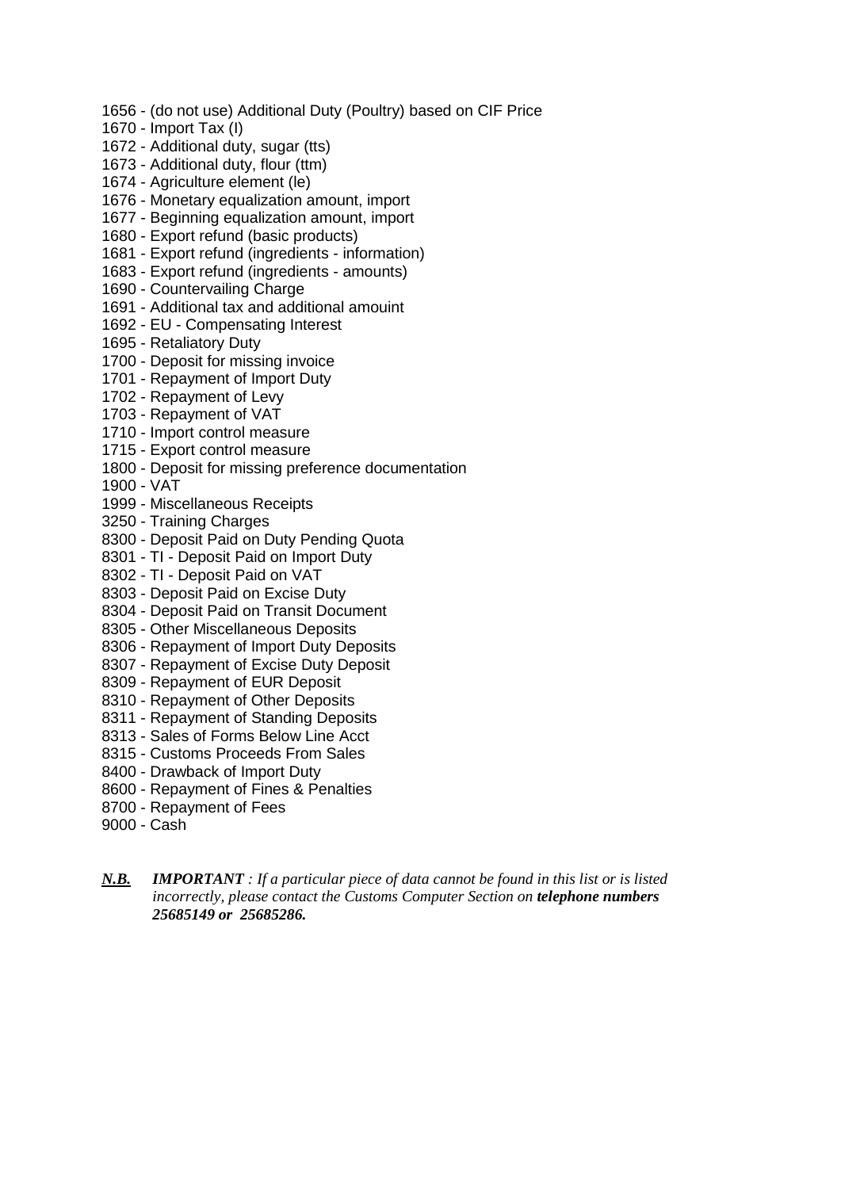1656 - (do not use) Additional Duty (Poultry) based on CIF Price
1670 - Import Tax (I)
1672 - Additional duty, sugar (tts)
1673 - Additional duty, flour (ttm)
1674 - Agriculture element (le)
1676 - Monetary equalization amount, import
1677 - Beginning equalization amount, import
1680 - Export refund (basic products)
1681 - Export refund (ingredients - information)
1683 - Export refund (ingredients - amounts)
1690 - Countervailing Charge
1691 - Additional tax and additional amouint
1692 - EU - Compensating Interest
1695 - Retaliatory Duty
1700 - Deposit for missing invoice
1701 - Repayment of Import Duty
1702 - Repayment of Levy
1703 - Repayment of VAT
1710 - Import control measure
1715 - Export control measure
1800 - Deposit for missing preference documentation
1900 - VAT
1999 - Miscellaneous Receipts
3250 - Training Charges
8300 - Deposit Paid on Duty Pending Quota
8301 - TI - Deposit Paid on Import Duty
8302 - TI - Deposit Paid on VAT
8303 - Deposit Paid on Excise Duty
8304 - Deposit Paid on Transit Document
8305 - Other Miscellaneous Deposits
8306 - Repayment of Import Duty Deposits
8307 - Repayment of Excise Duty Deposit
8309 - Repayment of EUR Deposit
8310 - Repayment of Other Deposits
8311 - Repayment of Standing Deposits
8313 - Sales of Forms Below Line Acct
8315 - Customs Proceeds From Sales
8400 - Drawback of Import Duty
8600 - Repayment of Fines & Penalties
8700 - Repayment of Fees
9000 - Cash

***N.B.*** ***IMPORTANT*** *: If a particular piece of data cannot be found in this list or is listed incorrectly, please contact the Customs Computer Section on* ***telephone numbers 25685149 or 25685286.***